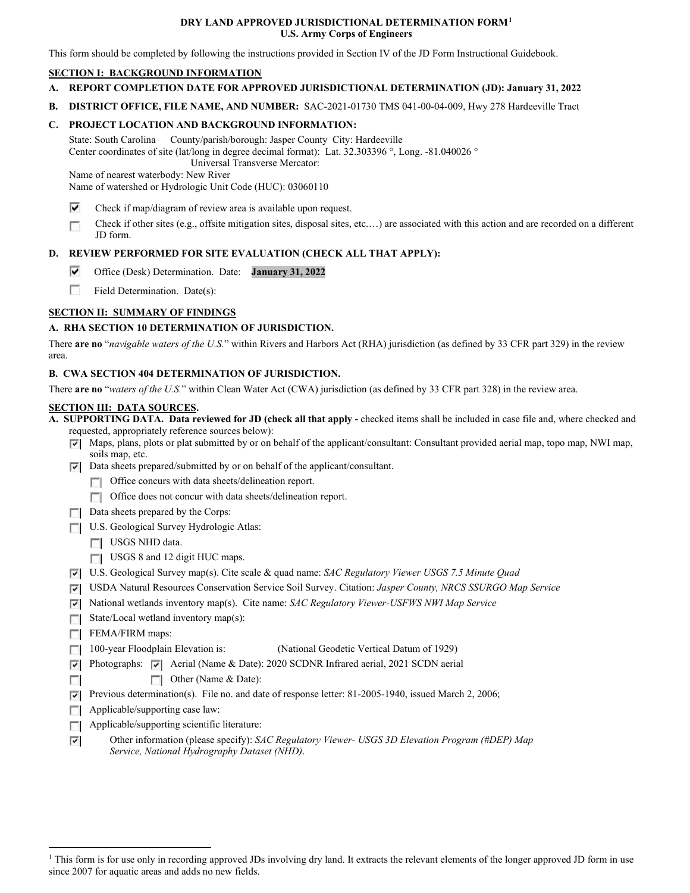# DRY LAND APPROVED JURISDICTIONAL DETERMINATION FORM[1]
## U.S. Army Corps of Engineers

This form should be completed by following the instructions provided in Section IV of the JD Form Instructional Guidebook.

## SECTION I: BACKGROUND INFORMATION

**A. REPORT COMPLETION DATE FOR APPROVED JURISDICTIONAL DETERMINATION (JD): January 31, 2022**

**B. DISTRICT OFFICE, FILE NAME, AND NUMBER:** SAC-2021-01730 TMS 041-00-04-009, Hwy 278 Hardeeville Tract

**C. PROJECT LOCATION AND BACKGROUND INFORMATION:**

State: South Carolina County/parish/borough: Jasper County City: Hardeeville
Center coordinates of site (lat/long in degree decimal format): Lat. 32.303396 °, Long. -81.040026 °
Universal Transverse Mercator:
Name of nearest waterbody: New River
Name of watershed or Hydrologic Unit Code (HUC): 03060110

- [x] Check if map/diagram of review area is available upon request.
- [ ] Check if other sites (e.g., offsite mitigation sites, disposal sites, etc.…) are associated with this action and are recorded on a different JD form.

**D. REVIEW PERFORMED FOR SITE EVALUATION (CHECK ALL THAT APPLY):**

- [x] Office (Desk) Determination. Date: **January 31, 2022**
- [ ] Field Determination. Date(s):

## SECTION II: SUMMARY OF FINDINGS

**A. RHA SECTION 10 DETERMINATION OF JURISDICTION.**

There **are no** "*navigable waters of the U.S.*" within Rivers and Harbors Act (RHA) jurisdiction (as defined by 33 CFR part 329) in the review area.

**B. CWA SECTION 404 DETERMINATION OF JURISDICTION.**

There **are no** "*waters of the U.S.*" within Clean Water Act (CWA) jurisdiction (as defined by 33 CFR part 328) in the review area.

## SECTION III: DATA SOURCES.

**A. SUPPORTING DATA. Data reviewed for JD (check all that apply -** checked items shall be included in case file and, where checked and requested, appropriately reference sources below):

- [x] Maps, plans, plots or plat submitted by or on behalf of the applicant/consultant: Consultant provided aerial map, topo map, NWI map, soils map, etc.
- [x] Data sheets prepared/submitted by or on behalf of the applicant/consultant.
  - [ ] Office concurs with data sheets/delineation report.
  - [ ] Office does not concur with data sheets/delineation report.
- [ ] Data sheets prepared by the Corps:
- [ ] U.S. Geological Survey Hydrologic Atlas:
  - [ ] USGS NHD data.
  - [ ] USGS 8 and 12 digit HUC maps.
- [x] U.S. Geological Survey map(s). Cite scale & quad name: *SAC Regulatory Viewer USGS 7.5 Minute Quad*
- [x] USDA Natural Resources Conservation Service Soil Survey. Citation: *Jasper County, NRCS SSURGO Map Service*
- [x] National wetlands inventory map(s). Cite name: *SAC Regulatory Viewer-USFWS NWI Map Service*
- [ ] State/Local wetland inventory map(s):
- [ ] FEMA/FIRM maps:
- [ ] 100-year Floodplain Elevation is: (National Geodetic Vertical Datum of 1929)
- [x] Photographs: [x] Aerial (Name & Date): 2020 SCDNR Infrared aerial, 2021 SCDN aerial
- [ ] [ ] Other (Name & Date):
- [x] Previous determination(s). File no. and date of response letter: 81-2005-1940, issued March 2, 2006;
- [ ] Applicable/supporting case law:
- [ ] Applicable/supporting scientific literature:
- [x] Other information (please specify): *SAC Regulatory Viewer- USGS 3D Elevation Program (#DEP) Map Service, National Hydrography Dataset (NHD).*

---

[1] This form is for use only in recording approved JDs involving dry land. It extracts the relevant elements of the longer approved JD form in use since 2007 for aquatic areas and adds no new fields.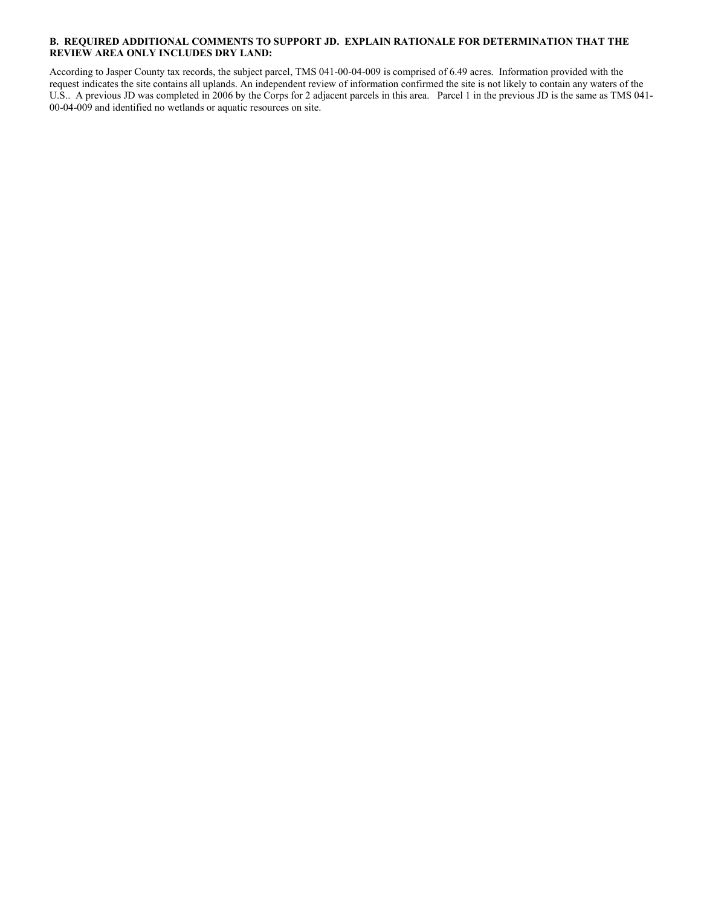**B. REQUIRED ADDITIONAL COMMENTS TO SUPPORT JD. EXPLAIN RATIONALE FOR DETERMINATION THAT THE REVIEW AREA ONLY INCLUDES DRY LAND:**

According to Jasper County tax records, the subject parcel, TMS 041-00-04-009 is comprised of 6.49 acres. Information provided with the request indicates the site contains all uplands. An independent review of information confirmed the site is not likely to contain any waters of the U.S.. A previous JD was completed in 2006 by the Corps for 2 adjacent parcels in this area. Parcel 1 in the previous JD is the same as TMS 041-00-04-009 and identified no wetlands or aquatic resources on site.